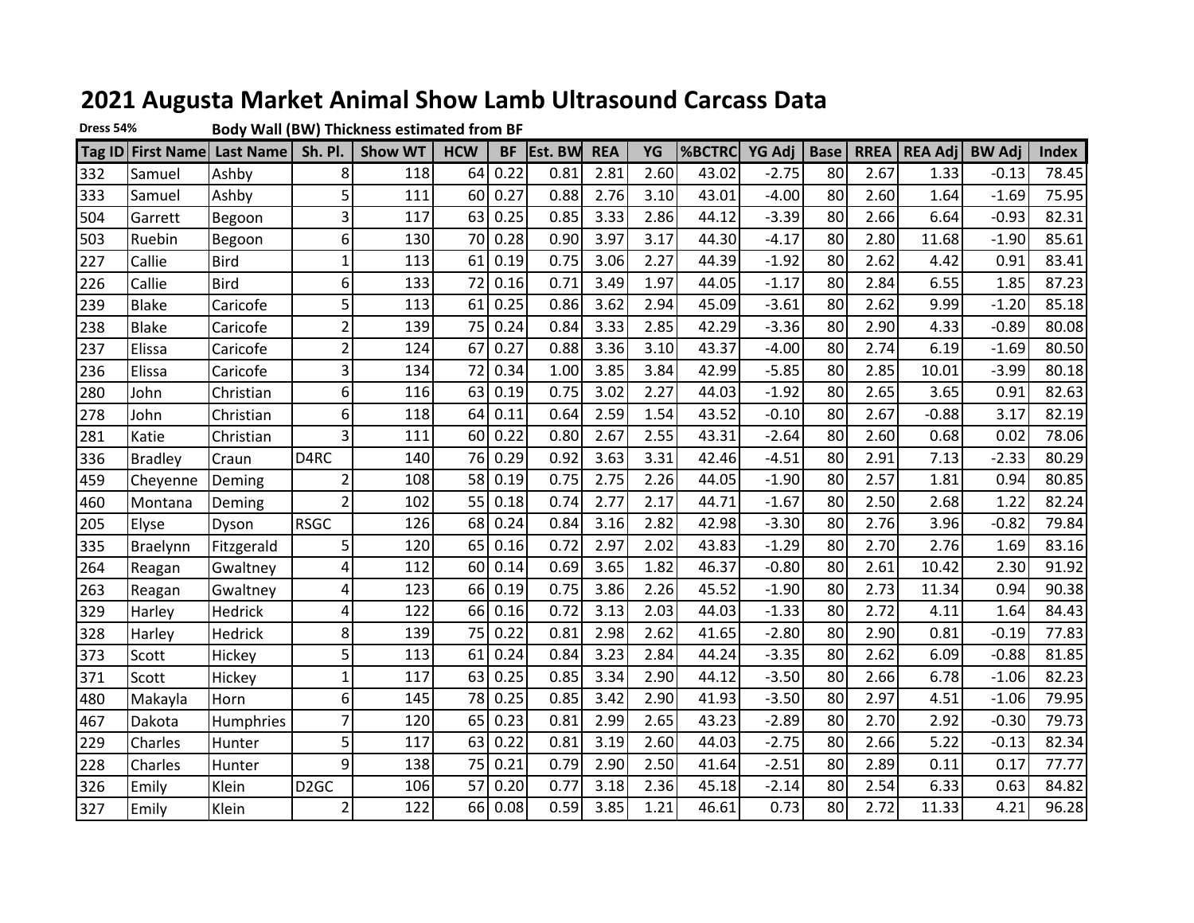# 2021 Augusta Market Animal Show Lamb Ultrasound Carcass Data

**Dress 54%** **Body Wall (BW) Thickness estimated from BF**

| Tag ID | First Name | Last Name | Sh. Pl. | Show WT | HCW | BF | Est. BW | REA | YG | %BCTRC | YG Adj | Base | RREA | REA Adj | BW Adj | Index |
|---|---|---|---|---|---|---|---|---|---|---|---|---|---|---|---|---|
| 332 | Samuel | Ashby | 8 | 118 | 64 | 0.22 | 0.81 | 2.81 | 2.60 | 43.02 | -2.75 | 80 | 2.67 | 1.33 | -0.13 | 78.45 |
| 333 | Samuel | Ashby | 5 | 111 | 60 | 0.27 | 0.88 | 2.76 | 3.10 | 43.01 | -4.00 | 80 | 2.60 | 1.64 | -1.69 | 75.95 |
| 504 | Garrett | Begoon | 3 | 117 | 63 | 0.25 | 0.85 | 3.33 | 2.86 | 44.12 | -3.39 | 80 | 2.66 | 6.64 | -0.93 | 82.31 |
| 503 | Ruebin | Begoon | 6 | 130 | 70 | 0.28 | 0.90 | 3.97 | 3.17 | 44.30 | -4.17 | 80 | 2.80 | 11.68 | -1.90 | 85.61 |
| 227 | Callie | Bird | 1 | 113 | 61 | 0.19 | 0.75 | 3.06 | 2.27 | 44.39 | -1.92 | 80 | 2.62 | 4.42 | 0.91 | 83.41 |
| 226 | Callie | Bird | 6 | 133 | 72 | 0.16 | 0.71 | 3.49 | 1.97 | 44.05 | -1.17 | 80 | 2.84 | 6.55 | 1.85 | 87.23 |
| 239 | Blake | Caricofe | 5 | 113 | 61 | 0.25 | 0.86 | 3.62 | 2.94 | 45.09 | -3.61 | 80 | 2.62 | 9.99 | -1.20 | 85.18 |
| 238 | Blake | Caricofe | 2 | 139 | 75 | 0.24 | 0.84 | 3.33 | 2.85 | 42.29 | -3.36 | 80 | 2.90 | 4.33 | -0.89 | 80.08 |
| 237 | Elissa | Caricofe | 2 | 124 | 67 | 0.27 | 0.88 | 3.36 | 3.10 | 43.37 | -4.00 | 80 | 2.74 | 6.19 | -1.69 | 80.50 |
| 236 | Elissa | Caricofe | 3 | 134 | 72 | 0.34 | 1.00 | 3.85 | 3.84 | 42.99 | -5.85 | 80 | 2.85 | 10.01 | -3.99 | 80.18 |
| 280 | John | Christian | 6 | 116 | 63 | 0.19 | 0.75 | 3.02 | 2.27 | 44.03 | -1.92 | 80 | 2.65 | 3.65 | 0.91 | 82.63 |
| 278 | John | Christian | 6 | 118 | 64 | 0.11 | 0.64 | 2.59 | 1.54 | 43.52 | -0.10 | 80 | 2.67 | -0.88 | 3.17 | 82.19 |
| 281 | Katie | Christian | 3 | 111 | 60 | 0.22 | 0.80 | 2.67 | 2.55 | 43.31 | -2.64 | 80 | 2.60 | 0.68 | 0.02 | 78.06 |
| 336 | Bradley | Craun | D4RC | 140 | 76 | 0.29 | 0.92 | 3.63 | 3.31 | 42.46 | -4.51 | 80 | 2.91 | 7.13 | -2.33 | 80.29 |
| 459 | Cheyenne | Deming | 2 | 108 | 58 | 0.19 | 0.75 | 2.75 | 2.26 | 44.05 | -1.90 | 80 | 2.57 | 1.81 | 0.94 | 80.85 |
| 460 | Montana | Deming | 2 | 102 | 55 | 0.18 | 0.74 | 2.77 | 2.17 | 44.71 | -1.67 | 80 | 2.50 | 2.68 | 1.22 | 82.24 |
| 205 | Elyse | Dyson | RSGC | 126 | 68 | 0.24 | 0.84 | 3.16 | 2.82 | 42.98 | -3.30 | 80 | 2.76 | 3.96 | -0.82 | 79.84 |
| 335 | Braelynn | Fitzgerald | 5 | 120 | 65 | 0.16 | 0.72 | 2.97 | 2.02 | 43.83 | -1.29 | 80 | 2.70 | 2.76 | 1.69 | 83.16 |
| 264 | Reagan | Gwaltney | 4 | 112 | 60 | 0.14 | 0.69 | 3.65 | 1.82 | 46.37 | -0.80 | 80 | 2.61 | 10.42 | 2.30 | 91.92 |
| 263 | Reagan | Gwaltney | 4 | 123 | 66 | 0.19 | 0.75 | 3.86 | 2.26 | 45.52 | -1.90 | 80 | 2.73 | 11.34 | 0.94 | 90.38 |
| 329 | Harley | Hedrick | 4 | 122 | 66 | 0.16 | 0.72 | 3.13 | 2.03 | 44.03 | -1.33 | 80 | 2.72 | 4.11 | 1.64 | 84.43 |
| 328 | Harley | Hedrick | 8 | 139 | 75 | 0.22 | 0.81 | 2.98 | 2.62 | 41.65 | -2.80 | 80 | 2.90 | 0.81 | -0.19 | 77.83 |
| 373 | Scott | Hickey | 5 | 113 | 61 | 0.24 | 0.84 | 3.23 | 2.84 | 44.24 | -3.35 | 80 | 2.62 | 6.09 | -0.88 | 81.85 |
| 371 | Scott | Hickey | 1 | 117 | 63 | 0.25 | 0.85 | 3.34 | 2.90 | 44.12 | -3.50 | 80 | 2.66 | 6.78 | -1.06 | 82.23 |
| 480 | Makayla | Horn | 6 | 145 | 78 | 0.25 | 0.85 | 3.42 | 2.90 | 41.93 | -3.50 | 80 | 2.97 | 4.51 | -1.06 | 79.95 |
| 467 | Dakota | Humphries | 7 | 120 | 65 | 0.23 | 0.81 | 2.99 | 2.65 | 43.23 | -2.89 | 80 | 2.70 | 2.92 | -0.30 | 79.73 |
| 229 | Charles | Hunter | 5 | 117 | 63 | 0.22 | 0.81 | 3.19 | 2.60 | 44.03 | -2.75 | 80 | 2.66 | 5.22 | -0.13 | 82.34 |
| 228 | Charles | Hunter | 9 | 138 | 75 | 0.21 | 0.79 | 2.90 | 2.50 | 41.64 | -2.51 | 80 | 2.89 | 0.11 | 0.17 | 77.77 |
| 326 | Emily | Klein | D2GC | 106 | 57 | 0.20 | 0.77 | 3.18 | 2.36 | 45.18 | -2.14 | 80 | 2.54 | 6.33 | 0.63 | 84.82 |
| 327 | Emily | Klein | 2 | 122 | 66 | 0.08 | 0.59 | 3.85 | 1.21 | 46.61 | 0.73 | 80 | 2.72 | 11.33 | 4.21 | 96.28 |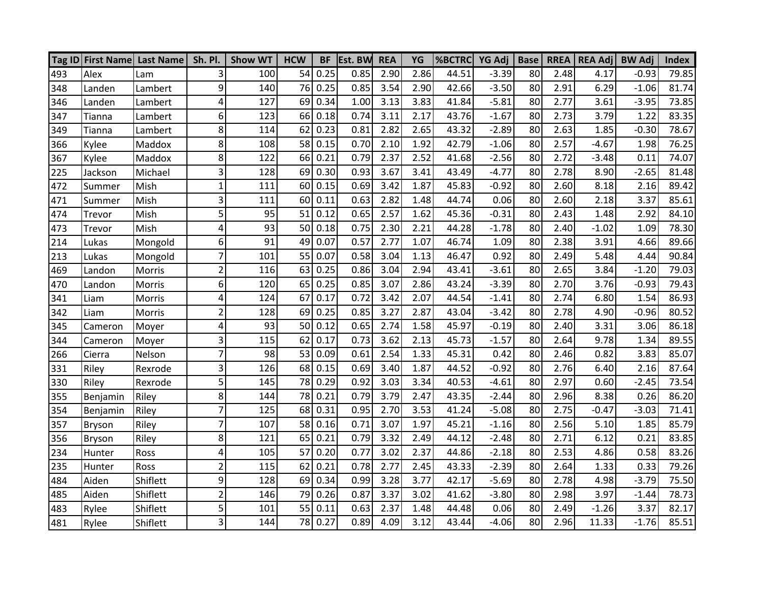| Tag ID | First Name | Last Name | Sh. Pl. | Show WT | HCW | BF | Est. BW | REA | YG | %BCTRC | YG Adj | Base | RREA | REA Adj | BW Adj | Index |
|---|---|---|---|---|---|---|---|---|---|---|---|---|---|---|---|---|
| 493 | Alex | Lam | 3 | 100 | 54 | 0.25 | 0.85 | 2.90 | 2.86 | 44.51 | -3.39 | 80 | 2.48 | 4.17 | -0.93 | 79.85 |
| 348 | Landen | Lambert | 9 | 140 | 76 | 0.25 | 0.85 | 3.54 | 2.90 | 42.66 | -3.50 | 80 | 2.91 | 6.29 | -1.06 | 81.74 |
| 346 | Landen | Lambert | 4 | 127 | 69 | 0.34 | 1.00 | 3.13 | 3.83 | 41.84 | -5.81 | 80 | 2.77 | 3.61 | -3.95 | 73.85 |
| 347 | Tianna | Lambert | 6 | 123 | 66 | 0.18 | 0.74 | 3.11 | 2.17 | 43.76 | -1.67 | 80 | 2.73 | 3.79 | 1.22 | 83.35 |
| 349 | Tianna | Lambert | 8 | 114 | 62 | 0.23 | 0.81 | 2.82 | 2.65 | 43.32 | -2.89 | 80 | 2.63 | 1.85 | -0.30 | 78.67 |
| 366 | Kylee | Maddox | 8 | 108 | 58 | 0.15 | 0.70 | 2.10 | 1.92 | 42.79 | -1.06 | 80 | 2.57 | -4.67 | 1.98 | 76.25 |
| 367 | Kylee | Maddox | 8 | 122 | 66 | 0.21 | 0.79 | 2.37 | 2.52 | 41.68 | -2.56 | 80 | 2.72 | -3.48 | 0.11 | 74.07 |
| 225 | Jackson | Michael | 3 | 128 | 69 | 0.30 | 0.93 | 3.67 | 3.41 | 43.49 | -4.77 | 80 | 2.78 | 8.90 | -2.65 | 81.48 |
| 472 | Summer | Mish | 1 | 111 | 60 | 0.15 | 0.69 | 3.42 | 1.87 | 45.83 | -0.92 | 80 | 2.60 | 8.18 | 2.16 | 89.42 |
| 471 | Summer | Mish | 3 | 111 | 60 | 0.11 | 0.63 | 2.82 | 1.48 | 44.74 | 0.06 | 80 | 2.60 | 2.18 | 3.37 | 85.61 |
| 474 | Trevor | Mish | 5 | 95 | 51 | 0.12 | 0.65 | 2.57 | 1.62 | 45.36 | -0.31 | 80 | 2.43 | 1.48 | 2.92 | 84.10 |
| 473 | Trevor | Mish | 4 | 93 | 50 | 0.18 | 0.75 | 2.30 | 2.21 | 44.28 | -1.78 | 80 | 2.40 | -1.02 | 1.09 | 78.30 |
| 214 | Lukas | Mongold | 6 | 91 | 49 | 0.07 | 0.57 | 2.77 | 1.07 | 46.74 | 1.09 | 80 | 2.38 | 3.91 | 4.66 | 89.66 |
| 213 | Lukas | Mongold | 7 | 101 | 55 | 0.07 | 0.58 | 3.04 | 1.13 | 46.47 | 0.92 | 80 | 2.49 | 5.48 | 4.44 | 90.84 |
| 469 | Landon | Morris | 2 | 116 | 63 | 0.25 | 0.86 | 3.04 | 2.94 | 43.41 | -3.61 | 80 | 2.65 | 3.84 | -1.20 | 79.03 |
| 470 | Landon | Morris | 6 | 120 | 65 | 0.25 | 0.85 | 3.07 | 2.86 | 43.24 | -3.39 | 80 | 2.70 | 3.76 | -0.93 | 79.43 |
| 341 | Liam | Morris | 4 | 124 | 67 | 0.17 | 0.72 | 3.42 | 2.07 | 44.54 | -1.41 | 80 | 2.74 | 6.80 | 1.54 | 86.93 |
| 342 | Liam | Morris | 2 | 128 | 69 | 0.25 | 0.85 | 3.27 | 2.87 | 43.04 | -3.42 | 80 | 2.78 | 4.90 | -0.96 | 80.52 |
| 345 | Cameron | Moyer | 4 | 93 | 50 | 0.12 | 0.65 | 2.74 | 1.58 | 45.97 | -0.19 | 80 | 2.40 | 3.31 | 3.06 | 86.18 |
| 344 | Cameron | Moyer | 3 | 115 | 62 | 0.17 | 0.73 | 3.62 | 2.13 | 45.73 | -1.57 | 80 | 2.64 | 9.78 | 1.34 | 89.55 |
| 266 | Cierra | Nelson | 7 | 98 | 53 | 0.09 | 0.61 | 2.54 | 1.33 | 45.31 | 0.42 | 80 | 2.46 | 0.82 | 3.83 | 85.07 |
| 331 | Riley | Rexrode | 3 | 126 | 68 | 0.15 | 0.69 | 3.40 | 1.87 | 44.52 | -0.92 | 80 | 2.76 | 6.40 | 2.16 | 87.64 |
| 330 | Riley | Rexrode | 5 | 145 | 78 | 0.29 | 0.92 | 3.03 | 3.34 | 40.53 | -4.61 | 80 | 2.97 | 0.60 | -2.45 | 73.54 |
| 355 | Benjamin | Riley | 8 | 144 | 78 | 0.21 | 0.79 | 3.79 | 2.47 | 43.35 | -2.44 | 80 | 2.96 | 8.38 | 0.26 | 86.20 |
| 354 | Benjamin | Riley | 7 | 125 | 68 | 0.31 | 0.95 | 2.70 | 3.53 | 41.24 | -5.08 | 80 | 2.75 | -0.47 | -3.03 | 71.41 |
| 357 | Bryson | Riley | 7 | 107 | 58 | 0.16 | 0.71 | 3.07 | 1.97 | 45.21 | -1.16 | 80 | 2.56 | 5.10 | 1.85 | 85.79 |
| 356 | Bryson | Riley | 8 | 121 | 65 | 0.21 | 0.79 | 3.32 | 2.49 | 44.12 | -2.48 | 80 | 2.71 | 6.12 | 0.21 | 83.85 |
| 234 | Hunter | Ross | 4 | 105 | 57 | 0.20 | 0.77 | 3.02 | 2.37 | 44.86 | -2.18 | 80 | 2.53 | 4.86 | 0.58 | 83.26 |
| 235 | Hunter | Ross | 2 | 115 | 62 | 0.21 | 0.78 | 2.77 | 2.45 | 43.33 | -2.39 | 80 | 2.64 | 1.33 | 0.33 | 79.26 |
| 484 | Aiden | Shiflett | 9 | 128 | 69 | 0.34 | 0.99 | 3.28 | 3.77 | 42.17 | -5.69 | 80 | 2.78 | 4.98 | -3.79 | 75.50 |
| 485 | Aiden | Shiflett | 2 | 146 | 79 | 0.26 | 0.87 | 3.37 | 3.02 | 41.62 | -3.80 | 80 | 2.98 | 3.97 | -1.44 | 78.73 |
| 483 | Rylee | Shiflett | 5 | 101 | 55 | 0.11 | 0.63 | 2.37 | 1.48 | 44.48 | 0.06 | 80 | 2.49 | -1.26 | 3.37 | 82.17 |
| 481 | Rylee | Shiflett | 3 | 144 | 78 | 0.27 | 0.89 | 4.09 | 3.12 | 43.44 | -4.06 | 80 | 2.96 | 11.33 | -1.76 | 85.51 |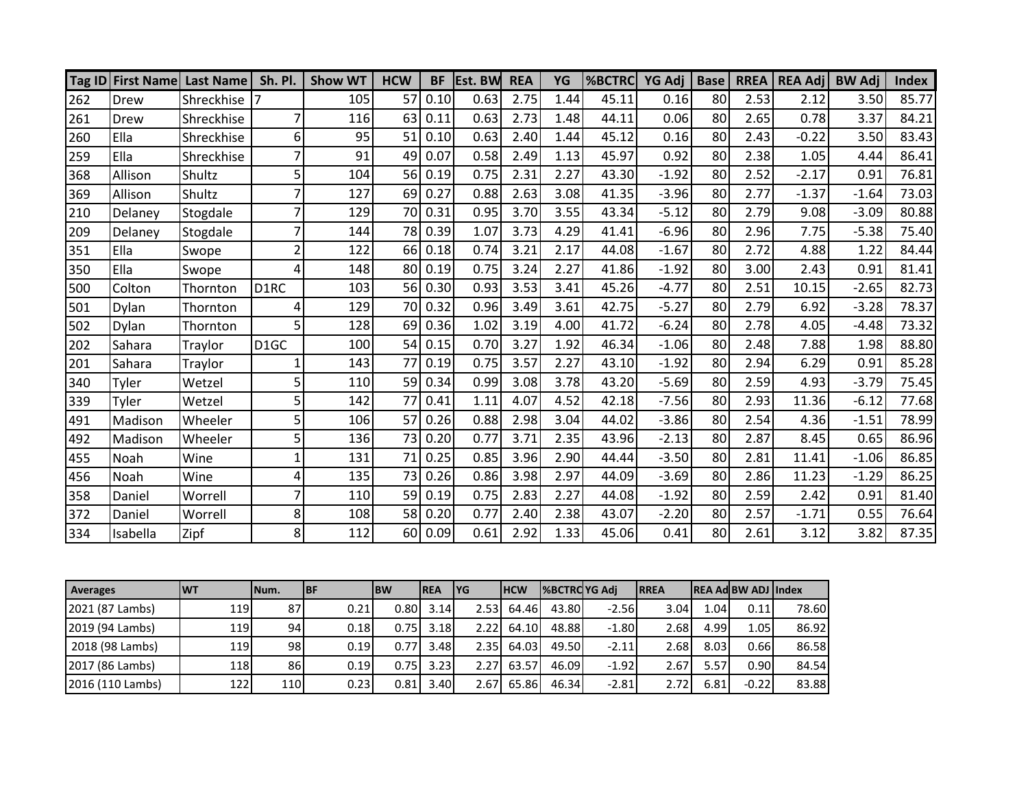| Tag ID | First Name | Last Name | Sh. Pl. | Show WT | HCW | BF | Est. BW | REA | YG | %BCTRC | YG Adj | Base | RREA | REA Adj | BW Adj | Index |
|---|---|---|---|---|---|---|---|---|---|---|---|---|---|---|---|---|
| 262 | Drew | Shreckhise | 7 | 105 | 57 | 0.10 | 0.63 | 2.75 | 1.44 | 45.11 | 0.16 | 80 | 2.53 | 2.12 | 3.50 | 85.77 |
| 261 | Drew | Shreckhise | 7 | 116 | 63 | 0.11 | 0.63 | 2.73 | 1.48 | 44.11 | 0.06 | 80 | 2.65 | 0.78 | 3.37 | 84.21 |
| 260 | Ella | Shreckhise | 6 | 95 | 51 | 0.10 | 0.63 | 2.40 | 1.44 | 45.12 | 0.16 | 80 | 2.43 | -0.22 | 3.50 | 83.43 |
| 259 | Ella | Shreckhise | 7 | 91 | 49 | 0.07 | 0.58 | 2.49 | 1.13 | 45.97 | 0.92 | 80 | 2.38 | 1.05 | 4.44 | 86.41 |
| 368 | Allison | Shultz | 5 | 104 | 56 | 0.19 | 0.75 | 2.31 | 2.27 | 43.30 | -1.92 | 80 | 2.52 | -2.17 | 0.91 | 76.81 |
| 369 | Allison | Shultz | 7 | 127 | 69 | 0.27 | 0.88 | 2.63 | 3.08 | 41.35 | -3.96 | 80 | 2.77 | -1.37 | -1.64 | 73.03 |
| 210 | Delaney | Stogdale | 7 | 129 | 70 | 0.31 | 0.95 | 3.70 | 3.55 | 43.34 | -5.12 | 80 | 2.79 | 9.08 | -3.09 | 80.88 |
| 209 | Delaney | Stogdale | 7 | 144 | 78 | 0.39 | 1.07 | 3.73 | 4.29 | 41.41 | -6.96 | 80 | 2.96 | 7.75 | -5.38 | 75.40 |
| 351 | Ella | Swope | 2 | 122 | 66 | 0.18 | 0.74 | 3.21 | 2.17 | 44.08 | -1.67 | 80 | 2.72 | 4.88 | 1.22 | 84.44 |
| 350 | Ella | Swope | 4 | 148 | 80 | 0.19 | 0.75 | 3.24 | 2.27 | 41.86 | -1.92 | 80 | 3.00 | 2.43 | 0.91 | 81.41 |
| 500 | Colton | Thornton | D1RC | 103 | 56 | 0.30 | 0.93 | 3.53 | 3.41 | 45.26 | -4.77 | 80 | 2.51 | 10.15 | -2.65 | 82.73 |
| 501 | Dylan | Thornton | 4 | 129 | 70 | 0.32 | 0.96 | 3.49 | 3.61 | 42.75 | -5.27 | 80 | 2.79 | 6.92 | -3.28 | 78.37 |
| 502 | Dylan | Thornton | 5 | 128 | 69 | 0.36 | 1.02 | 3.19 | 4.00 | 41.72 | -6.24 | 80 | 2.78 | 4.05 | -4.48 | 73.32 |
| 202 | Sahara | Traylor | D1GC | 100 | 54 | 0.15 | 0.70 | 3.27 | 1.92 | 46.34 | -1.06 | 80 | 2.48 | 7.88 | 1.98 | 88.80 |
| 201 | Sahara | Traylor | 1 | 143 | 77 | 0.19 | 0.75 | 3.57 | 2.27 | 43.10 | -1.92 | 80 | 2.94 | 6.29 | 0.91 | 85.28 |
| 340 | Tyler | Wetzel | 5 | 110 | 59 | 0.34 | 0.99 | 3.08 | 3.78 | 43.20 | -5.69 | 80 | 2.59 | 4.93 | -3.79 | 75.45 |
| 339 | Tyler | Wetzel | 5 | 142 | 77 | 0.41 | 1.11 | 4.07 | 4.52 | 42.18 | -7.56 | 80 | 2.93 | 11.36 | -6.12 | 77.68 |
| 491 | Madison | Wheeler | 5 | 106 | 57 | 0.26 | 0.88 | 2.98 | 3.04 | 44.02 | -3.86 | 80 | 2.54 | 4.36 | -1.51 | 78.99 |
| 492 | Madison | Wheeler | 5 | 136 | 73 | 0.20 | 0.77 | 3.71 | 2.35 | 43.96 | -2.13 | 80 | 2.87 | 8.45 | 0.65 | 86.96 |
| 455 | Noah | Wine | 1 | 131 | 71 | 0.25 | 0.85 | 3.96 | 2.90 | 44.44 | -3.50 | 80 | 2.81 | 11.41 | -1.06 | 86.85 |
| 456 | Noah | Wine | 4 | 135 | 73 | 0.26 | 0.86 | 3.98 | 2.97 | 44.09 | -3.69 | 80 | 2.86 | 11.23 | -1.29 | 86.25 |
| 358 | Daniel | Worrell | 7 | 110 | 59 | 0.19 | 0.75 | 2.83 | 2.27 | 44.08 | -1.92 | 80 | 2.59 | 2.42 | 0.91 | 81.40 |
| 372 | Daniel | Worrell | 8 | 108 | 58 | 0.20 | 0.77 | 2.40 | 2.38 | 43.07 | -2.20 | 80 | 2.57 | -1.71 | 0.55 | 76.64 |
| 334 | Isabella | Zipf | 8 | 112 | 60 | 0.09 | 0.61 | 2.92 | 1.33 | 45.06 | 0.41 | 80 | 2.61 | 3.12 | 3.82 | 87.35 |

| Averages | WT | Num. | BF | BW | REA | YG | HCW | %BCTRC | YG Adj | RREA | REA Ad | BW ADJ | Index |
|---|---|---|---|---|---|---|---|---|---|---|---|---|---|
| 2021 (87 Lambs) | 119 | 87 | 0.21 | 0.80 | 3.14 | 2.53 | 64.46 | 43.80 | -2.56 | 3.04 | 1.04 | 0.11 | 78.60 |
| 2019 (94 Lambs) | 119 | 94 | 0.18 | 0.75 | 3.18 | 2.22 | 64.10 | 48.88 | -1.80 | 2.68 | 4.99 | 1.05 | 86.92 |
| 2018 (98 Lambs) | 119 | 98 | 0.19 | 0.77 | 3.48 | 2.35 | 64.03 | 49.50 | -2.11 | 2.68 | 8.03 | 0.66 | 86.58 |
| 2017 (86 Lambs) | 118 | 86 | 0.19 | 0.75 | 3.23 | 2.27 | 63.57 | 46.09 | -1.92 | 2.67 | 5.57 | 0.90 | 84.54 |
| 2016 (110 Lambs) | 122 | 110 | 0.23 | 0.81 | 3.40 | 2.67 | 65.86 | 46.34 | -2.81 | 2.72 | 6.81 | -0.22 | 83.88 |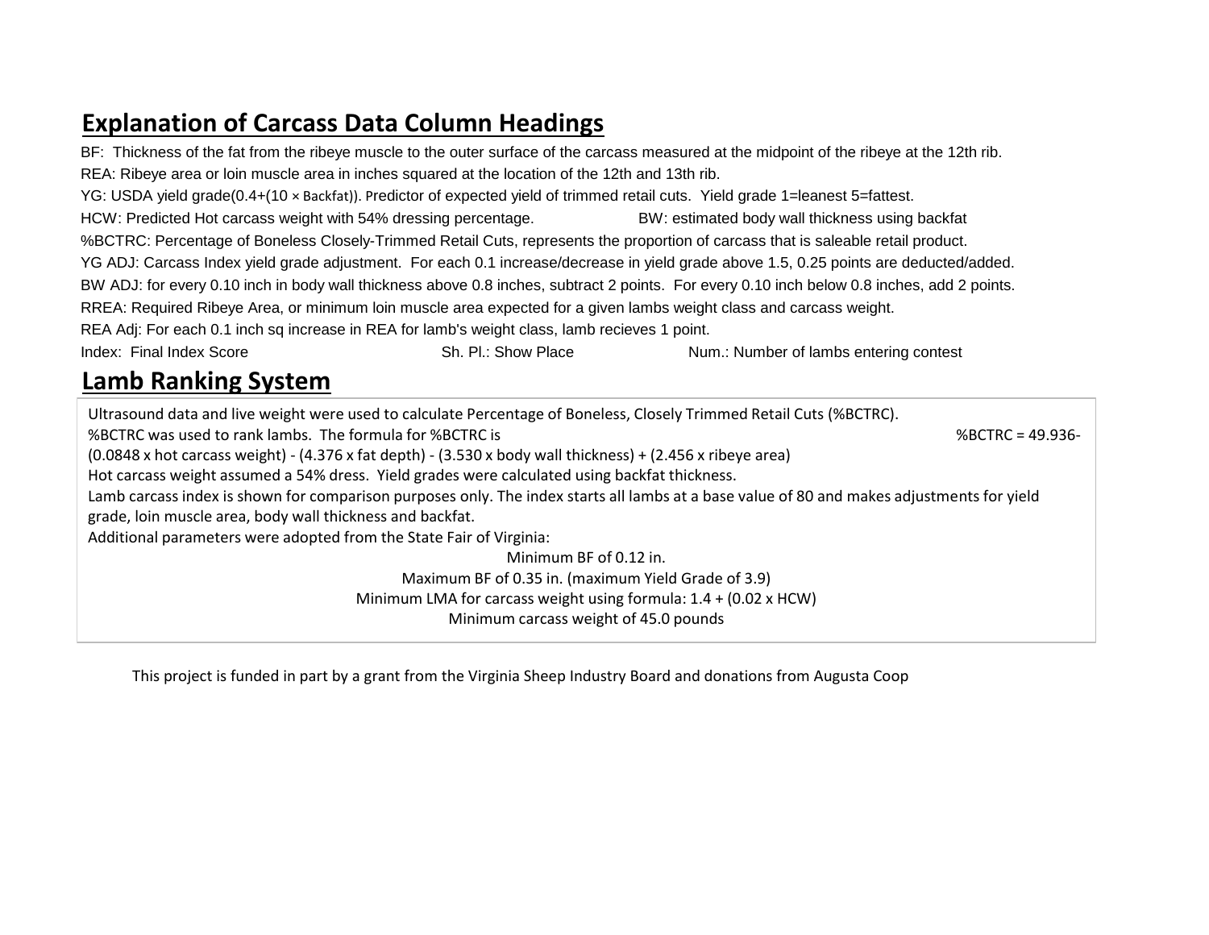## Explanation of Carcass Data Column Headings

BF: Thickness of the fat from the ribeye muscle to the outer surface of the carcass measured at the midpoint of the ribeye at the 12th rib.

REA: Ribeye area or loin muscle area in inches squared at the location of the 12th and 13th rib.

YG: USDA yield grade(0.4+(10 × Backfat)). Predictor of expected yield of trimmed retail cuts. Yield grade 1=leanest 5=fattest.

HCW: Predicted Hot carcass weight with 54% dressing percentage.

BW: estimated body wall thickness using backfat

%BCTRC: Percentage of Boneless Closely-Trimmed Retail Cuts, represents the proportion of carcass that is saleable retail product.

YG ADJ: Carcass Index yield grade adjustment. For each 0.1 increase/decrease in yield grade above 1.5, 0.25 points are deducted/added.

BW ADJ: for every 0.10 inch in body wall thickness above 0.8 inches, subtract 2 points. For every 0.10 inch below 0.8 inches, add 2 points.

RREA: Required Ribeye Area, or minimum loin muscle area expected for a given lambs weight class and carcass weight.

REA Adj: For each 0.1 inch sq increase in REA for lamb's weight class, lamb recieves 1 point.

Index: Final Index Score

Sh. Pl.: Show Place

Num.: Number of lambs entering contest

## Lamb Ranking System

Ultrasound data and live weight were used to calculate Percentage of Boneless, Closely Trimmed Retail Cuts (%BCTRC).

%BCTRC was used to rank lambs. The formula for %BCTRC is %BCTRC = 49.936-(0.0848 x hot carcass weight) - (4.376 x fat depth) - (3.530 x body wall thickness) + (2.456 x ribeye area)

Hot carcass weight assumed a 54% dress. Yield grades were calculated using backfat thickness.

Lamb carcass index is shown for comparison purposes only. The index starts all lambs at a base value of 80 and makes adjustments for yield grade, loin muscle area, body wall thickness and backfat.

Additional parameters were adopted from the State Fair of Virginia:

Minimum BF of 0.12 in.

Maximum BF of 0.35 in. (maximum Yield Grade of 3.9)

Minimum LMA for carcass weight using formula: 1.4 + (0.02 x HCW)

Minimum carcass weight of 45.0 pounds

This project is funded in part by a grant from the Virginia Sheep Industry Board and donations from Augusta Coop